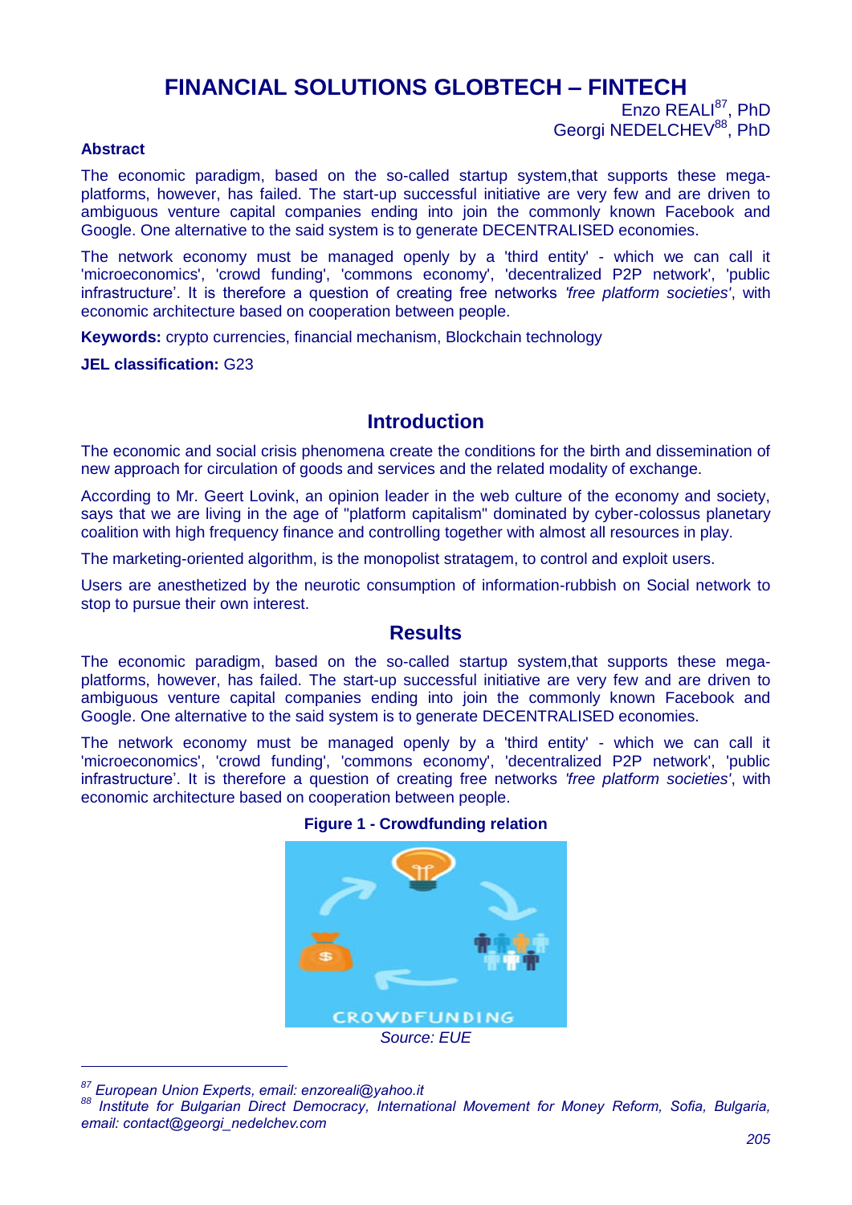# FINANCIAL SOLUTIONS GLOBTECH – FINTECH

Enzo REALI[87], PhD
Georgi NEDELCHEV[88], PhD

**Abstract**

The economic paradigm, based on the so-called startup system,that supports these mega-platforms, however, has failed. The start-up successful initiative are very few and are driven to ambiguous venture capital companies ending into join the commonly known Facebook and Google. One alternative to the said system is to generate DECENTRALISED economies.

The network economy must be managed openly by a 'third entity' - which we can call it 'microeconomics', 'crowd funding', 'commons economy', 'decentralized P2P network', 'public infrastructure'. It is therefore a question of creating free networks *'free platform societies'*, with economic architecture based on cooperation between people.

**Keywords:** crypto currencies, financial mechanism, Blockchain technology

**JEL classification:** G23

## Introduction

The economic and social crisis phenomena create the conditions for the birth and dissemination of new approach for circulation of goods and services and the related modality of exchange.

According to Mr. Geert Lovink, an opinion leader in the web culture of the economy and society, says that we are living in the age of "platform capitalism" dominated by cyber-colossus planetary coalition with high frequency finance and controlling together with almost all resources in play.

The marketing-oriented algorithm, is the monopolist stratagem, to control and exploit users.

Users are anesthetized by the neurotic consumption of information-rubbish on Social network to stop to pursue their own interest.

## Results

The economic paradigm, based on the so-called startup system,that supports these mega-platforms, however, has failed. The start-up successful initiative are very few and are driven to ambiguous venture capital companies ending into join the commonly known Facebook and Google. One alternative to the said system is to generate DECENTRALISED economies.

The network economy must be managed openly by a 'third entity' - which we can call it 'microeconomics', 'crowd funding', 'commons economy', 'decentralized P2P network', 'public infrastructure'. It is therefore a question of creating free networks *'free platform societies'*, with economic architecture based on cooperation between people.

**Figure 1 - Crowdfunding relation**

*Source: EUE*

---

[87] *European Union Experts, email: enzoreali@yahoo.it*

[88] *Institute for Bulgarian Direct Democracy, International Movement for Money Reform, Sofia, Bulgaria, email: contact@georgi_nedelchev.com*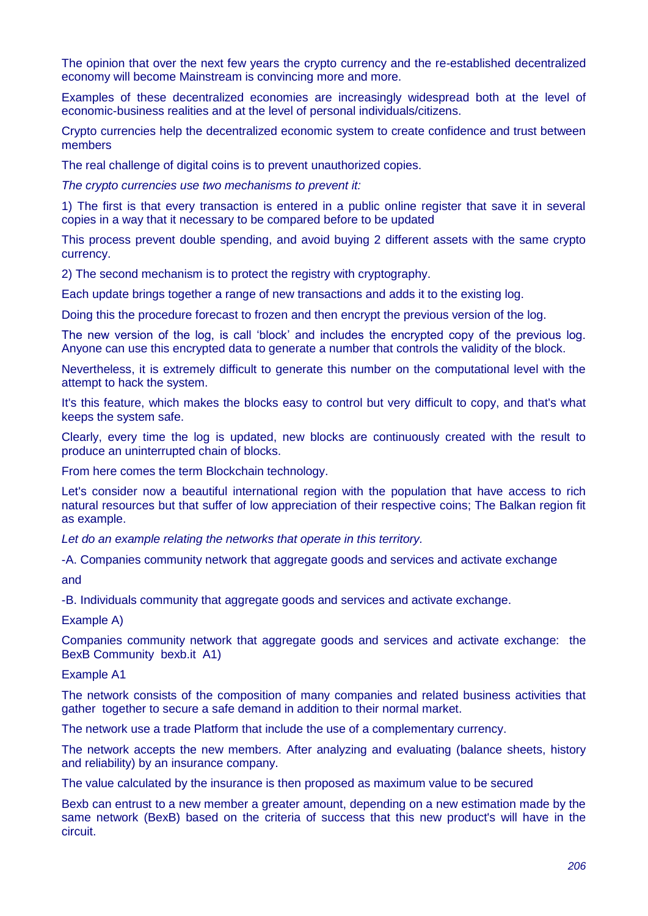The opinion that over the next few years the crypto currency and the re-established decentralized economy will become Mainstream is convincing more and more.

Examples of these decentralized economies are increasingly widespread both at the level of economic-business realities and at the level of personal individuals/citizens.

Crypto currencies help the decentralized economic system to create confidence and trust between members

The real challenge of digital coins is to prevent unauthorized copies.

*The crypto currencies use two mechanisms to prevent it:*

1) The first is that every transaction is entered in a public online register that save it in several copies in a way that it necessary to be compared before to be updated

This process prevent double spending, and avoid buying 2 different assets with the same crypto currency.

2) The second mechanism is to protect the registry with cryptography.

Each update brings together a range of new transactions and adds it to the existing log.

Doing this the procedure forecast to frozen and then encrypt the previous version of the log.

The new version of the log, is call 'block' and includes the encrypted copy of the previous log. Anyone can use this encrypted data to generate a number that controls the validity of the block.

Nevertheless, it is extremely difficult to generate this number on the computational level with the attempt to hack the system.

It's this feature, which makes the blocks easy to control but very difficult to copy, and that's what keeps the system safe.

Clearly, every time the log is updated, new blocks are continuously created with the result to produce an uninterrupted chain of blocks.

From here comes the term Blockchain technology.

Let's consider now a beautiful international region with the population that have access to rich natural resources but that suffer of low appreciation of their respective coins; The Balkan region fit as example.

*Let do an example relating the networks that operate in this territory.*

-A. Companies community network that aggregate goods and services and activate exchange

and

-B. Individuals community that aggregate goods and services and activate exchange.

Example A)

Companies community network that aggregate goods and services and activate exchange: the BexB Community bexb.it A1)

Example A1

The network consists of the composition of many companies and related business activities that gather together to secure a safe demand in addition to their normal market.

The network use a trade Platform that include the use of a complementary currency.

The network accepts the new members. After analyzing and evaluating (balance sheets, history and reliability) by an insurance company.

The value calculated by the insurance is then proposed as maximum value to be secured

Bexb can entrust to a new member a greater amount, depending on a new estimation made by the same network (BexB) based on the criteria of success that this new product's will have in the circuit.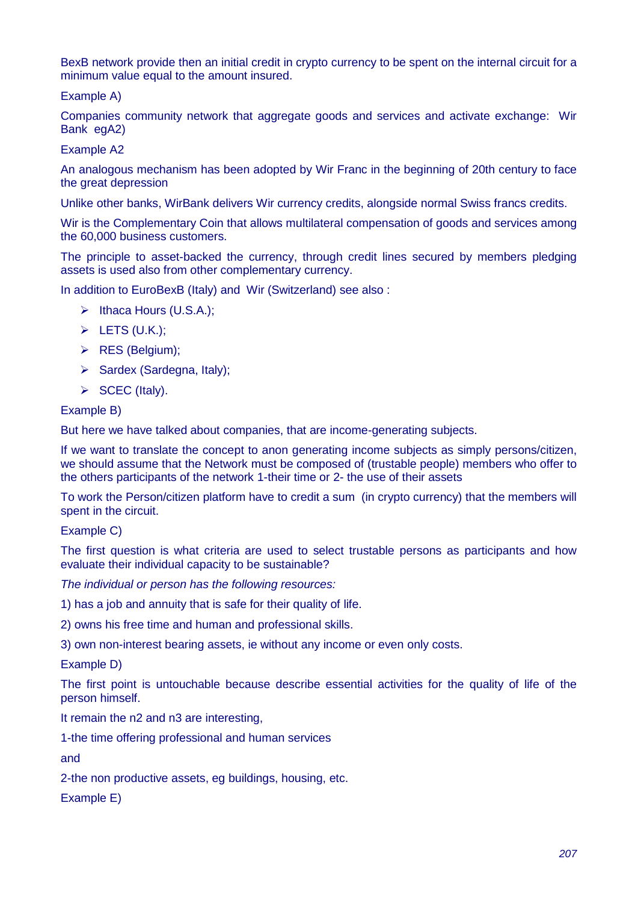BexB network provide then an initial credit in crypto currency to be spent on the internal circuit for a minimum value equal to the amount insured.

Example A)

Companies community network that aggregate goods and services and activate exchange: Wir Bank egA2)

Example A2

An analogous mechanism has been adopted by Wir Franc in the beginning of 20th century to face the great depression

Unlike other banks, WirBank delivers Wir currency credits, alongside normal Swiss francs credits.

Wir is the Complementary Coin that allows multilateral compensation of goods and services among the 60,000 business customers.

The principle to asset-backed the currency, through credit lines secured by members pledging assets is used also from other complementary currency.

In addition to EuroBexB (Italy) and Wir (Switzerland) see also :

- Ithaca Hours (U.S.A.);
- LETS (U.K.);
- RES (Belgium);
- Sardex (Sardegna, Italy);
- SCEC (Italy).

Example B)

But here we have talked about companies, that are income-generating subjects.

If we want to translate the concept to anon generating income subjects as simply persons/citizen, we should assume that the Network must be composed of (trustable people) members who offer to the others participants of the network 1-their time or 2- the use of their assets

To work the Person/citizen platform have to credit a sum (in crypto currency) that the members will spent in the circuit.

Example C)

The first question is what criteria are used to select trustable persons as participants and how evaluate their individual capacity to be sustainable?

*The individual or person has the following resources:*

1) has a job and annuity that is safe for their quality of life.

2) owns his free time and human and professional skills.

3) own non-interest bearing assets, ie without any income or even only costs.

Example D)

The first point is untouchable because describe essential activities for the quality of life of the person himself.

It remain the n2 and n3 are interesting,

1-the time offering professional and human services

and

2-the non productive assets, eg buildings, housing, etc.

Example E)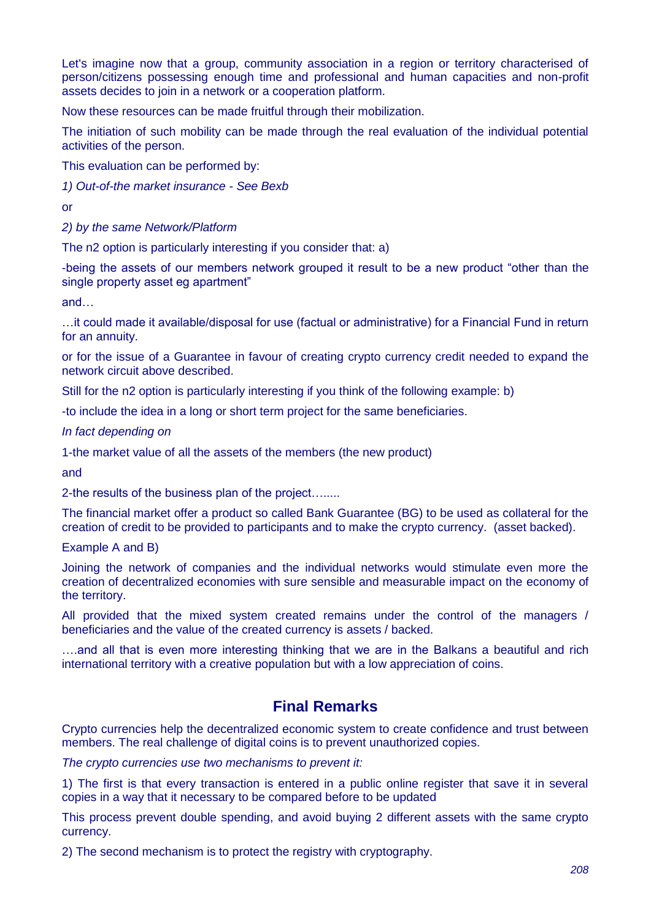Let's imagine now that a group, community association in a region or territory characterised of person/citizens possessing enough time and professional and human capacities and non-profit assets decides to join in a network or a cooperation platform.

Now these resources can be made fruitful through their mobilization.

The initiation of such mobility can be made through the real evaluation of the individual potential activities of the person.

This evaluation can be performed by:

*1) Out-of-the market insurance - See Bexb*

or

*2) by the same Network/Platform*

The n2 option is particularly interesting if you consider that: a)

-being the assets of our members network grouped it result to be a new product "other than the single property asset eg apartment"

and…

…it could made it available/disposal for use (factual or administrative) for a Financial Fund in return for an annuity.

or for the issue of a Guarantee in favour of creating crypto currency credit needed to expand the network circuit above described.

Still for the n2 option is particularly interesting if you think of the following example: b)

-to include the idea in a long or short term project for the same beneficiaries.

*In fact depending on*

1-the market value of all the assets of the members (the new product)

and

2-the results of the business plan of the project…......

The financial market offer a product so called Bank Guarantee (BG) to be used as collateral for the creation of credit to be provided to participants and to make the crypto currency. (asset backed).

Example A and B)

Joining the network of companies and the individual networks would stimulate even more the creation of decentralized economies with sure sensible and measurable impact on the economy of the territory.

All provided that the mixed system created remains under the control of the managers / beneficiaries and the value of the created currency is assets / backed.

….and all that is even more interesting thinking that we are in the Balkans a beautiful and rich international territory with a creative population but with a low appreciation of coins.

## Final Remarks

Crypto currencies help the decentralized economic system to create confidence and trust between members. The real challenge of digital coins is to prevent unauthorized copies.

*The crypto currencies use two mechanisms to prevent it:*

1) The first is that every transaction is entered in a public online register that save it in several copies in a way that it necessary to be compared before to be updated

This process prevent double spending, and avoid buying 2 different assets with the same crypto currency.

2) The second mechanism is to protect the registry with cryptography.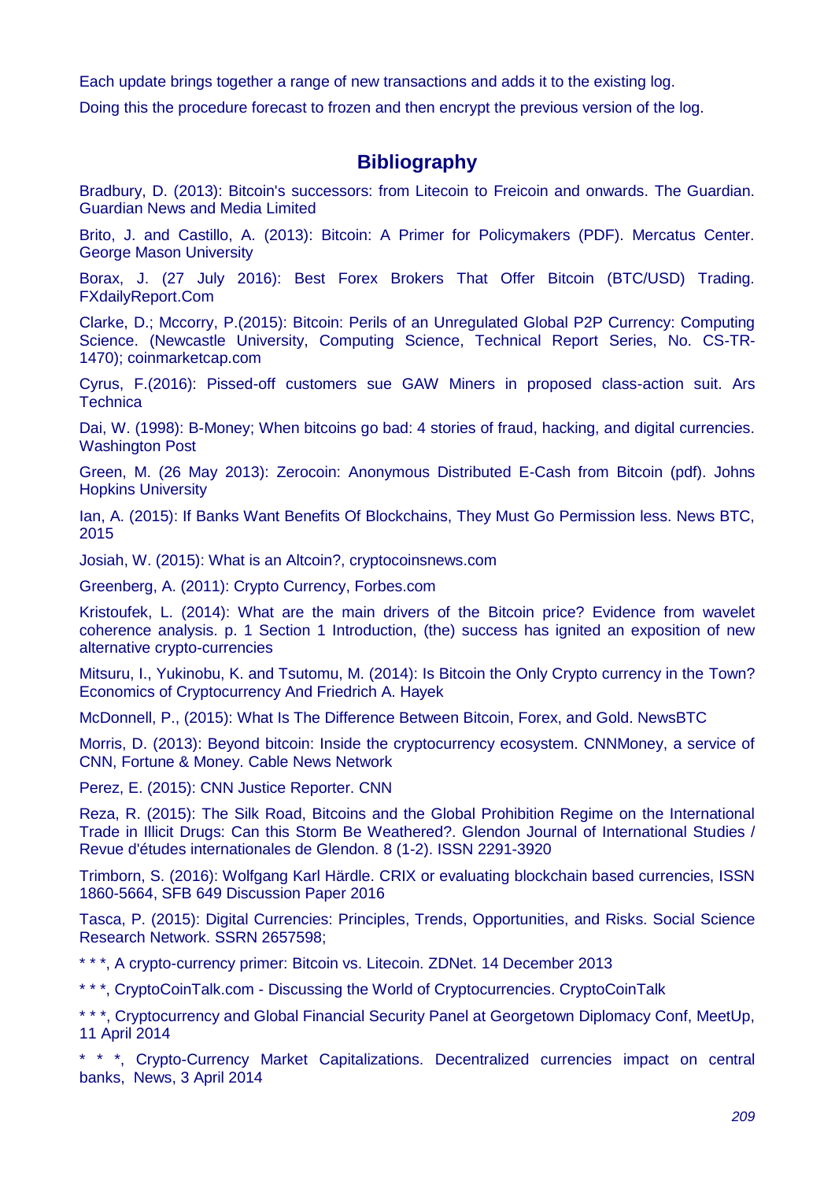Each update brings together a range of new transactions and adds it to the existing log.

Doing this the procedure forecast to frozen and then encrypt the previous version of the log.

## Bibliography

Bradbury, D. (2013): Bitcoin's successors: from Litecoin to Freicoin and onwards. The Guardian. Guardian News and Media Limited

Brito, J. and Castillo, A. (2013): Bitcoin: A Primer for Policymakers (PDF). Mercatus Center. George Mason University

Borax, J. (27 July 2016): Best Forex Brokers That Offer Bitcoin (BTC/USD) Trading. FXdailyReport.Com

Clarke, D.; Mccorry, P.(2015): Bitcoin: Perils of an Unregulated Global P2P Currency: Computing Science. (Newcastle University, Computing Science, Technical Report Series, No. CS-TR-1470); coinmarketcap.com

Cyrus, F.(2016): Pissed-off customers sue GAW Miners in proposed class-action suit. Ars Technica

Dai, W. (1998): B-Money; When bitcoins go bad: 4 stories of fraud, hacking, and digital currencies. Washington Post

Green, M. (26 May 2013): Zerocoin: Anonymous Distributed E-Cash from Bitcoin (pdf). Johns Hopkins University

Ian, A. (2015): If Banks Want Benefits Of Blockchains, They Must Go Permission less. News BTC, 2015

Josiah, W. (2015): What is an Altcoin?, cryptocoinsnews.com

Greenberg, A. (2011): Crypto Currency, Forbes.com

Kristoufek, L. (2014): What are the main drivers of the Bitcoin price? Evidence from wavelet coherence analysis. p. 1 Section 1 Introduction, (the) success has ignited an exposition of new alternative crypto-currencies

Mitsuru, I., Yukinobu, K. and Tsutomu, M. (2014): Is Bitcoin the Only Crypto currency in the Town? Economics of Cryptocurrency And Friedrich A. Hayek

McDonnell, P., (2015): What Is The Difference Between Bitcoin, Forex, and Gold. NewsBTC

Morris, D. (2013): Beyond bitcoin: Inside the cryptocurrency ecosystem. CNNMoney, a service of CNN, Fortune & Money. Cable News Network

Perez, E. (2015): CNN Justice Reporter. CNN

Reza, R. (2015): The Silk Road, Bitcoins and the Global Prohibition Regime on the International Trade in Illicit Drugs: Can this Storm Be Weathered?. Glendon Journal of International Studies / Revue d'études internationales de Glendon. 8 (1-2). ISSN 2291-3920

Trimborn, S. (2016): Wolfgang Karl Härdle. CRIX or evaluating blockchain based currencies, ISSN 1860-5664, SFB 649 Discussion Paper 2016

Tasca, P. (2015): Digital Currencies: Principles, Trends, Opportunities, and Risks. Social Science Research Network. SSRN 2657598;

* * *, A crypto-currency primer: Bitcoin vs. Litecoin. ZDNet. 14 December 2013

* * *, CryptoCoinTalk.com - Discussing the World of Cryptocurrencies. CryptoCoinTalk

* * *, Cryptocurrency and Global Financial Security Panel at Georgetown Diplomacy Conf, MeetUp, 11 April 2014

* * *, Crypto-Currency Market Capitalizations. Decentralized currencies impact on central banks, News, 3 April 2014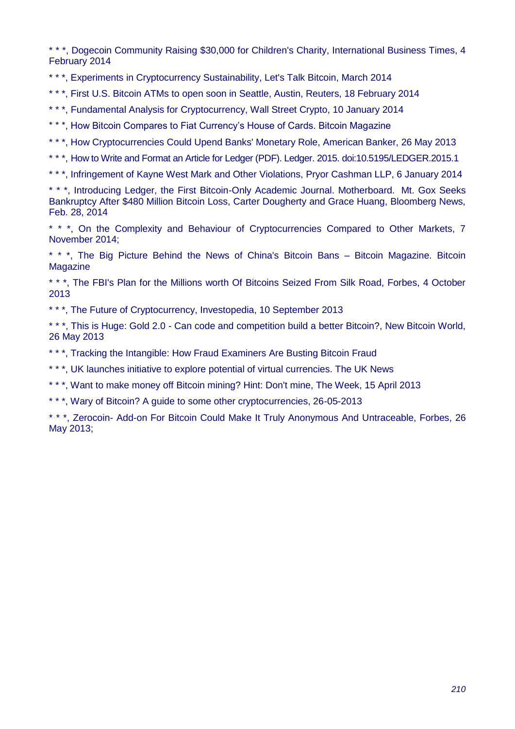* * *, Dogecoin Community Raising $30,000 for Children's Charity, International Business Times, 4 February 2014

* * *, Experiments in Cryptocurrency Sustainability, Let's Talk Bitcoin, March 2014

* * *, First U.S. Bitcoin ATMs to open soon in Seattle, Austin, Reuters, 18 February 2014

* * *, Fundamental Analysis for Cryptocurrency, Wall Street Crypto, 10 January 2014

* * *, How Bitcoin Compares to Fiat Currency's House of Cards. Bitcoin Magazine

* * *, How Cryptocurrencies Could Upend Banks' Monetary Role, American Banker, 26 May 2013

* * *, How to Write and Format an Article for Ledger (PDF). Ledger. 2015. doi:10.5195/LEDGER.2015.1

* * *, Infringement of Kayne West Mark and Other Violations, Pryor Cashman LLP, 6 January 2014

* * *, Introducing Ledger, the First Bitcoin-Only Academic Journal. Motherboard. Mt. Gox Seeks Bankruptcy After $480 Million Bitcoin Loss, Carter Dougherty and Grace Huang, Bloomberg News, Feb. 28, 2014

* * *, On the Complexity and Behaviour of Cryptocurrencies Compared to Other Markets, 7 November 2014;

* * *, The Big Picture Behind the News of China's Bitcoin Bans – Bitcoin Magazine. Bitcoin Magazine

* * *, The FBI's Plan for the Millions worth Of Bitcoins Seized From Silk Road, Forbes, 4 October 2013

* * *, The Future of Cryptocurrency, Investopedia, 10 September 2013

* * *, This is Huge: Gold 2.0 - Can code and competition build a better Bitcoin?, New Bitcoin World, 26 May 2013

* * *, Tracking the Intangible: How Fraud Examiners Are Busting Bitcoin Fraud

* * *, UK launches initiative to explore potential of virtual currencies. The UK News

* * *, Want to make money off Bitcoin mining? Hint: Don't mine, The Week, 15 April 2013

* * *, Wary of Bitcoin? A guide to some other cryptocurrencies, 26-05-2013

* * *, Zerocoin- Add-on For Bitcoin Could Make It Truly Anonymous And Untraceable, Forbes, 26 May 2013;